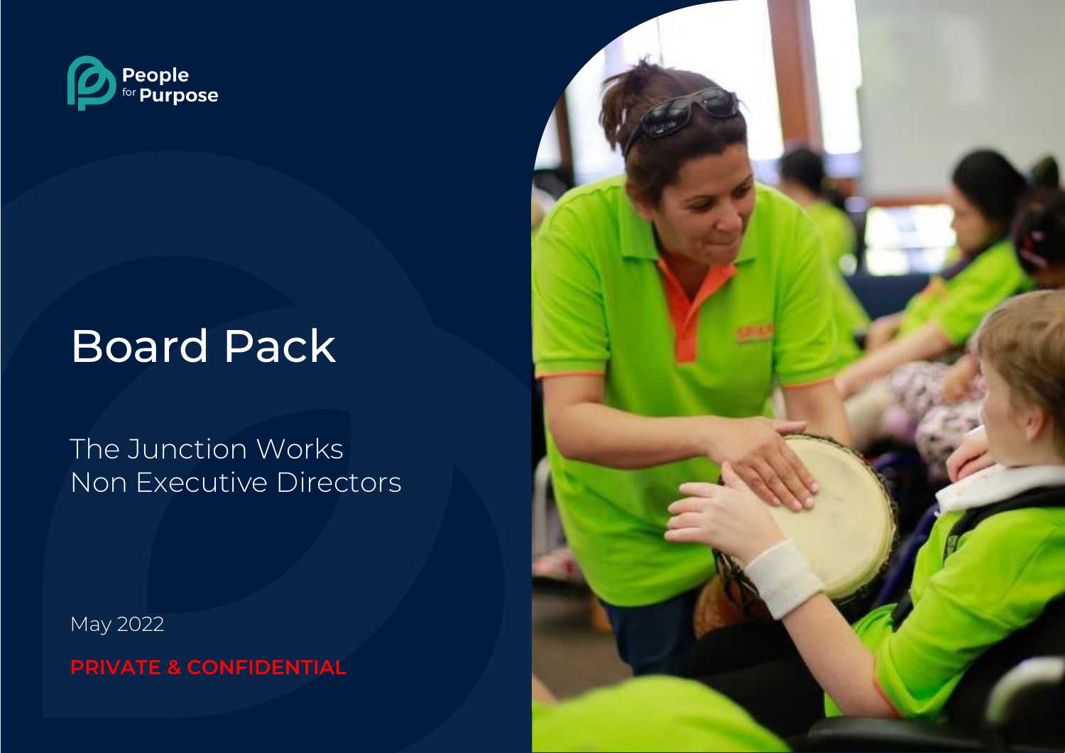People for Purpose

# Board Pack

## The Junction Works Non Executive Directors

May 2022

**PRIVATE & CONFIDENTIAL**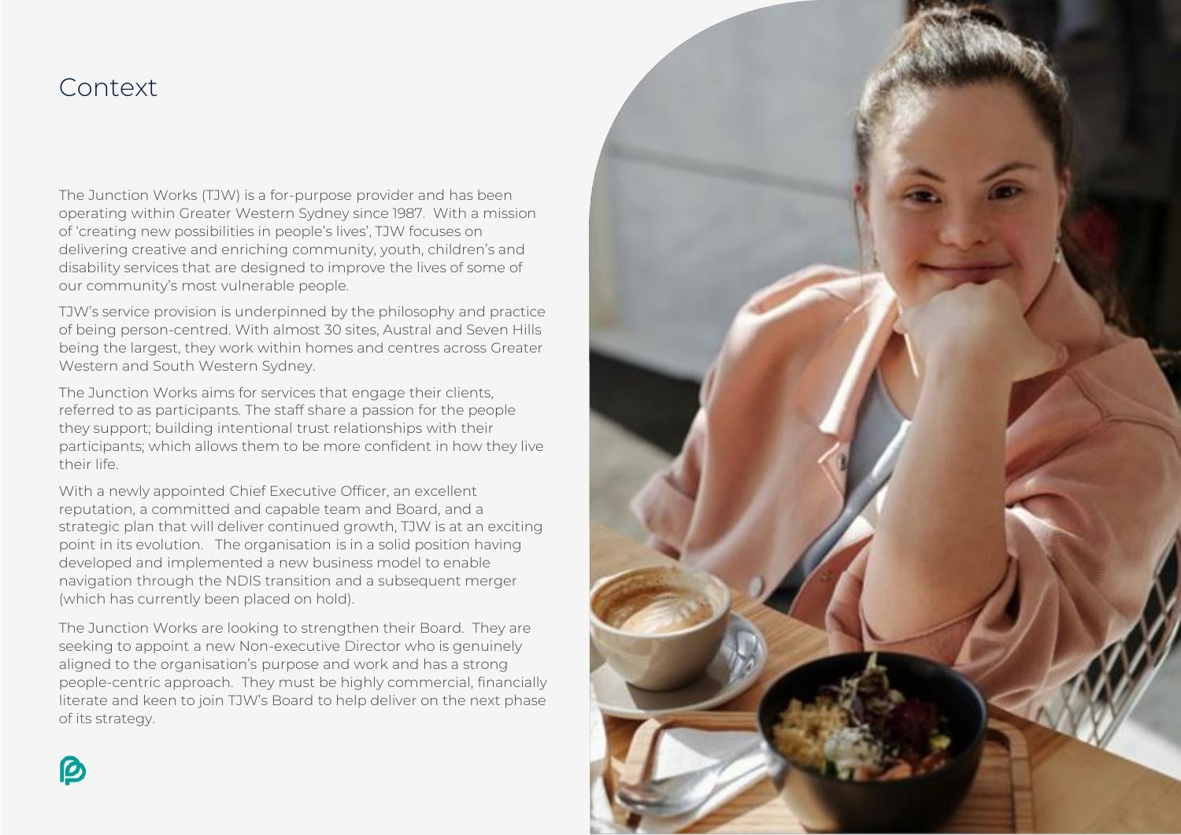# Context

The Junction Works (TJW) is a for-purpose provider and has been operating within Greater Western Sydney since 1987. With a mission of 'creating new possibilities in people's lives', TJW focuses on delivering creative and enriching community, youth, children's and disability services that are designed to improve the lives of some of our community's most vulnerable people.

TJW's service provision is underpinned by the philosophy and practice of being person-centred. With almost 30 sites, Austral and Seven Hills being the largest, they work within homes and centres across Greater Western and South Western Sydney.

The Junction Works aims for services that engage their clients, referred to as participants. The staff share a passion for the people they support; building intentional trust relationships with their participants; which allows them to be more confident in how they live their life.

With a newly appointed Chief Executive Officer, an excellent reputation, a committed and capable team and Board, and a strategic plan that will deliver continued growth, TJW is at an exciting point in its evolution. The organisation is in a solid position having developed and implemented a new business model to enable navigation through the NDIS transition and a subsequent merger (which has currently been placed on hold).

The Junction Works are looking to strengthen their Board. They are seeking to appoint a new Non-executive Director who is genuinely aligned to the organisation's purpose and work and has a strong people-centric approach. They must be highly commercial, financially literate and keen to join TJW's Board to help deliver on the next phase of its strategy.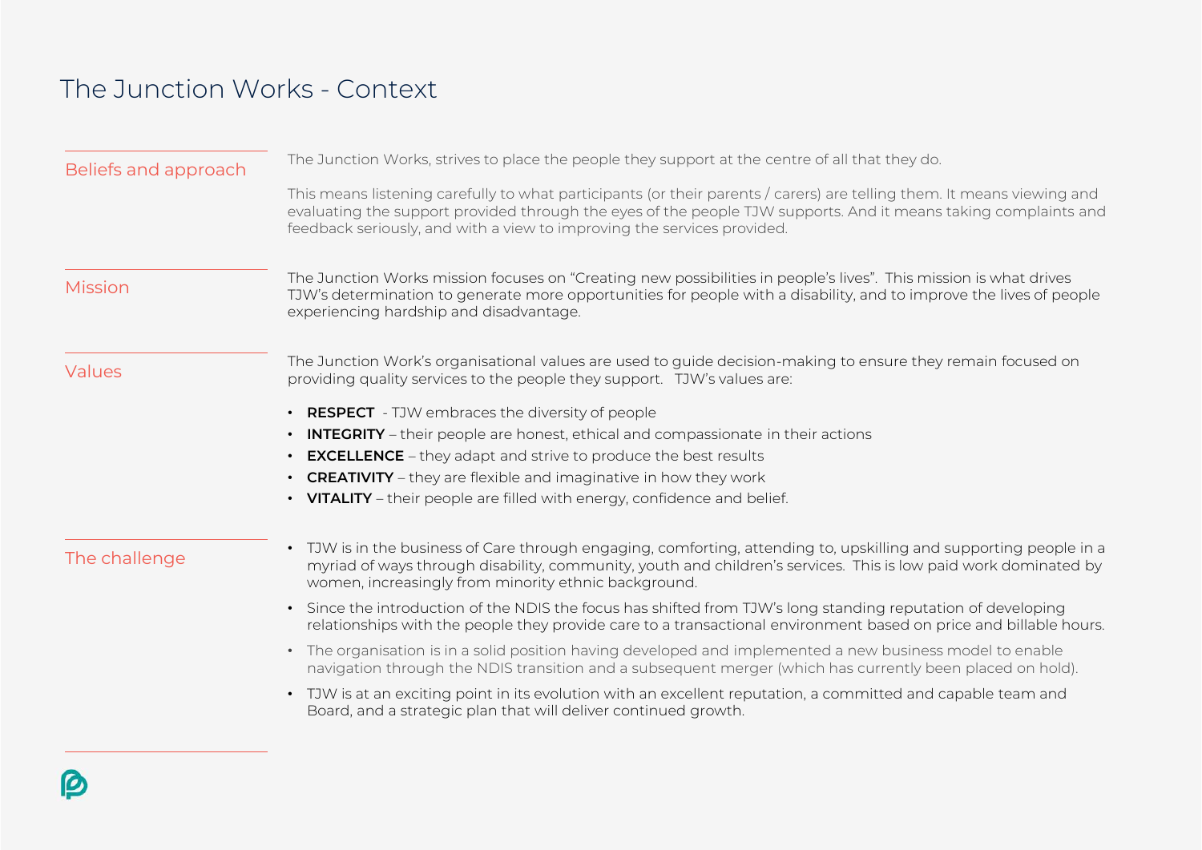# The Junction Works - Context

## Beliefs and approach

The Junction Works, strives to place the people they support at the centre of all that they do.

This means listening carefully to what participants (or their parents / carers) are telling them. It means viewing and evaluating the support provided through the eyes of the people TJW supports. And it means taking complaints and feedback seriously, and with a view to improving the services provided.

## Mission

The Junction Works mission focuses on "Creating new possibilities in people's lives". This mission is what drives TJW's determination to generate more opportunities for people with a disability, and to improve the lives of people experiencing hardship and disadvantage.

## Values

The Junction Work's organisational values are used to guide decision-making to ensure they remain focused on providing quality services to the people they support. TJW's values are:

- **RESPECT** - TJW embraces the diversity of people
- **INTEGRITY** – their people are honest, ethical and compassionate in their actions
- **EXCELLENCE** – they adapt and strive to produce the best results
- **CREATIVITY** – they are flexible and imaginative in how they work
- **VITALITY** – their people are filled with energy, confidence and belief.

## The challenge

- TJW is in the business of Care through engaging, comforting, attending to, upskilling and supporting people in a myriad of ways through disability, community, youth and children's services. This is low paid work dominated by women, increasingly from minority ethnic background.
- Since the introduction of the NDIS the focus has shifted from TJW's long standing reputation of developing relationships with the people they provide care to a transactional environment based on price and billable hours.
- The organisation is in a solid position having developed and implemented a new business model to enable navigation through the NDIS transition and a subsequent merger (which has currently been placed on hold).
- TJW is at an exciting point in its evolution with an excellent reputation, a committed and capable team and Board, and a strategic plan that will deliver continued growth.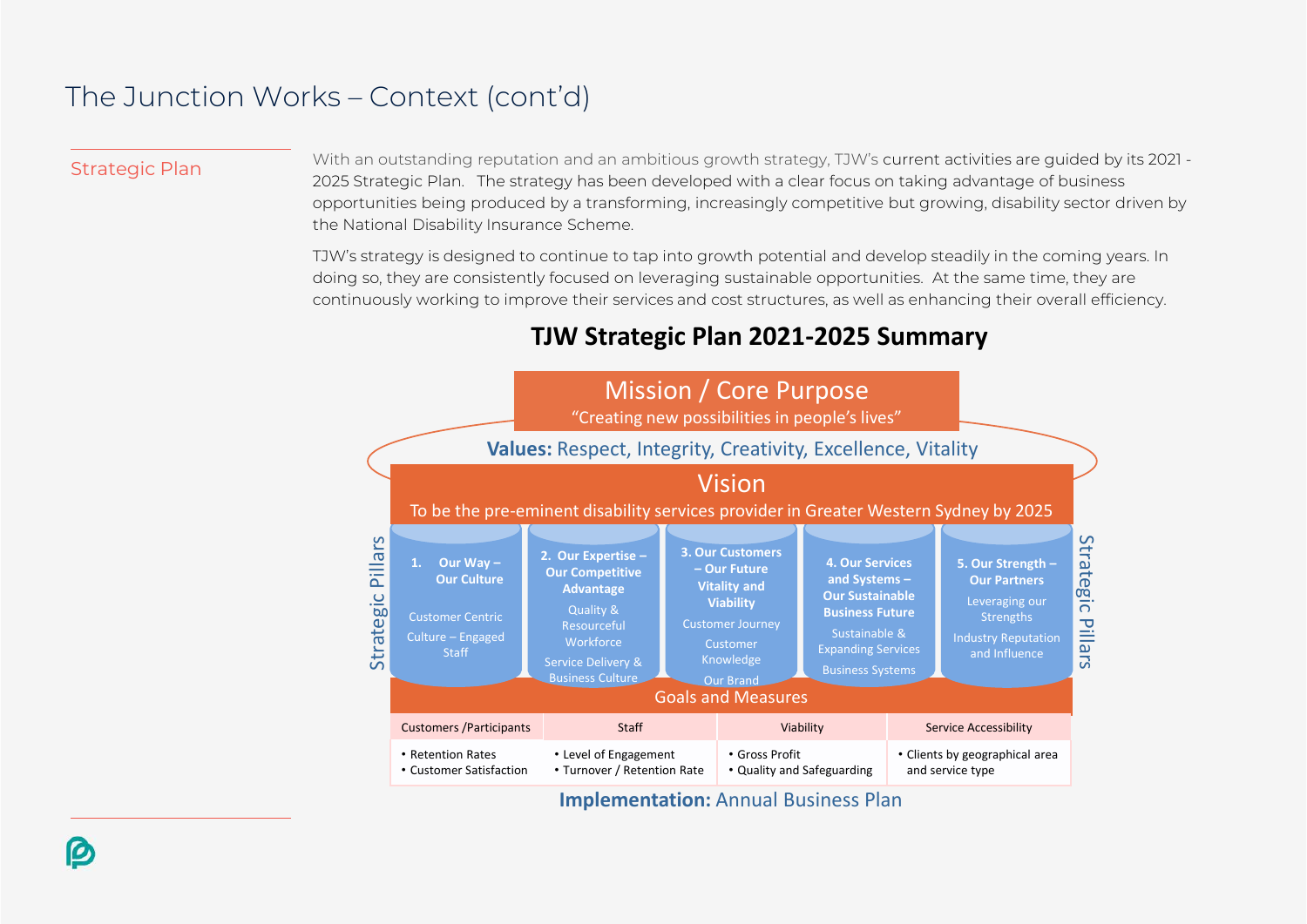# The Junction Works – Context (cont'd)

## Strategic Plan

With an outstanding reputation and an ambitious growth strategy, TJW's current activities are guided by its 2021 - 2025 Strategic Plan. The strategy has been developed with a clear focus on taking advantage of business opportunities being produced by a transforming, increasingly competitive but growing, disability sector driven by the National Disability Insurance Scheme.

TJW's strategy is designed to continue to tap into growth potential and develop steadily in the coming years. In doing so, they are consistently focused on leveraging sustainable opportunities. At the same time, they are continuously working to improve their services and cost structures, as well as enhancing their overall efficiency.

### TJW Strategic Plan 2021-2025 Summary

**Mission / Core Purpose**
"Creating new possibilities in people's lives"

**Values:** Respect, Integrity, Creativity, Excellence, Vitality

**Vision**
To be the pre-eminent disability services provider in Greater Western Sydney by 2025

**Strategic Pillars**

1. **Our Way – Our Culture**
   - Customer Centric Culture – Engaged Staff
2. **Our Expertise – Our Competitive Advantage**
   - Quality & Resourceful Workforce
   - Service Delivery & Business Culture
3. **Our Customers – Our Future Vitality and Viability**
   - Customer Journey
   - Customer Knowledge
   - Our Brand
4. **Our Services and Systems – Our Sustainable Business Future**
   - Sustainable & Expanding Services
   - Business Systems
5. **Our Strength – Our Partners**
   - Leveraging our Strengths
   - Industry Reputation and Influence

**Goals and Measures**

| Customers /Participants | Staff | Viability | Service Accessibility |
|---|---|---|---|
| • Retention Rates<br>• Customer Satisfaction | • Level of Engagement<br>• Turnover / Retention Rate | • Gross Profit<br>• Quality and Safeguarding | • Clients by geographical area and service type |

**Implementation:** Annual Business Plan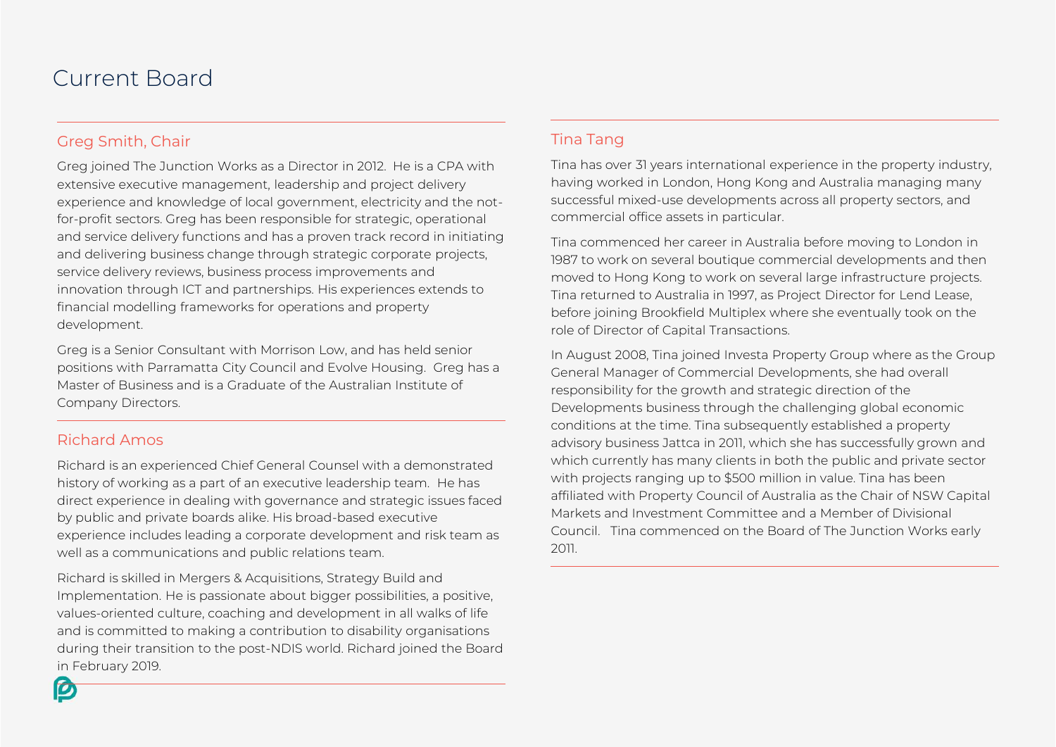# Current Board

## Greg Smith, Chair

Greg joined The Junction Works as a Director in 2012. He is a CPA with extensive executive management, leadership and project delivery experience and knowledge of local government, electricity and the not-for-profit sectors. Greg has been responsible for strategic, operational and service delivery functions and has a proven track record in initiating and delivering business change through strategic corporate projects, service delivery reviews, business process improvements and innovation through ICT and partnerships. His experiences extends to financial modelling frameworks for operations and property development.

Greg is a Senior Consultant with Morrison Low, and has held senior positions with Parramatta City Council and Evolve Housing. Greg has a Master of Business and is a Graduate of the Australian Institute of Company Directors.

## Richard Amos

Richard is an experienced Chief General Counsel with a demonstrated history of working as a part of an executive leadership team. He has direct experience in dealing with governance and strategic issues faced by public and private boards alike. His broad-based executive experience includes leading a corporate development and risk team as well as a communications and public relations team.

Richard is skilled in Mergers & Acquisitions, Strategy Build and Implementation. He is passionate about bigger possibilities, a positive, values-oriented culture, coaching and development in all walks of life and is committed to making a contribution to disability organisations during their transition to the post-NDIS world. Richard joined the Board in February 2019.

## Tina Tang

Tina has over 31 years international experience in the property industry, having worked in London, Hong Kong and Australia managing many successful mixed-use developments across all property sectors, and commercial office assets in particular.

Tina commenced her career in Australia before moving to London in 1987 to work on several boutique commercial developments and then moved to Hong Kong to work on several large infrastructure projects. Tina returned to Australia in 1997, as Project Director for Lend Lease, before joining Brookfield Multiplex where she eventually took on the role of Director of Capital Transactions.

In August 2008, Tina joined Investa Property Group where as the Group General Manager of Commercial Developments, she had overall responsibility for the growth and strategic direction of the Developments business through the challenging global economic conditions at the time. Tina subsequently established a property advisory business Jattca in 2011, which she has successfully grown and which currently has many clients in both the public and private sector with projects ranging up to $500 million in value. Tina has been affiliated with Property Council of Australia as the Chair of NSW Capital Markets and Investment Committee and a Member of Divisional Council. Tina commenced on the Board of The Junction Works early 2011.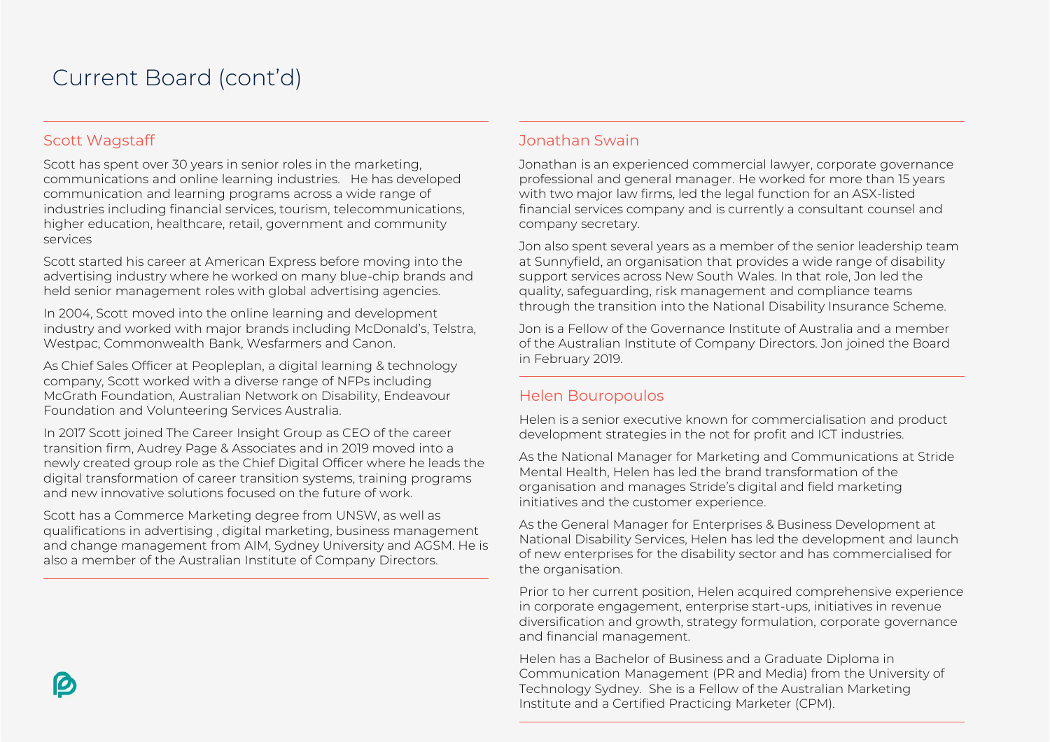# Current Board (cont'd)

## Scott Wagstaff

Scott has spent over 30 years in senior roles in the marketing, communications and online learning industries. He has developed communication and learning programs across a wide range of industries including financial services, tourism, telecommunications, higher education, healthcare, retail, government and community services

Scott started his career at American Express before moving into the advertising industry where he worked on many blue-chip brands and held senior management roles with global advertising agencies.

In 2004, Scott moved into the online learning and development industry and worked with major brands including McDonald's, Telstra, Westpac, Commonwealth Bank, Wesfarmers and Canon.

As Chief Sales Officer at Peopleplan, a digital learning & technology company, Scott worked with a diverse range of NFPs including McGrath Foundation, Australian Network on Disability, Endeavour Foundation and Volunteering Services Australia.

In 2017 Scott joined The Career Insight Group as CEO of the career transition firm, Audrey Page & Associates and in 2019 moved into a newly created group role as the Chief Digital Officer where he leads the digital transformation of career transition systems, training programs and new innovative solutions focused on the future of work.

Scott has a Commerce Marketing degree from UNSW, as well as qualifications in advertising , digital marketing, business management and change management from AIM, Sydney University and AGSM. He is also a member of the Australian Institute of Company Directors.

## Jonathan Swain

Jonathan is an experienced commercial lawyer, corporate governance professional and general manager. He worked for more than 15 years with two major law firms, led the legal function for an ASX-listed financial services company and is currently a consultant counsel and company secretary.

Jon also spent several years as a member of the senior leadership team at Sunnyfield, an organisation that provides a wide range of disability support services across New South Wales. In that role, Jon led the quality, safeguarding, risk management and compliance teams through the transition into the National Disability Insurance Scheme.

Jon is a Fellow of the Governance Institute of Australia and a member of the Australian Institute of Company Directors. Jon joined the Board in February 2019.

## Helen Bouropoulos

Helen is a senior executive known for commercialisation and product development strategies in the not for profit and ICT industries.

As the National Manager for Marketing and Communications at Stride Mental Health, Helen has led the brand transformation of the organisation and manages Stride's digital and field marketing initiatives and the customer experience.

As the General Manager for Enterprises & Business Development at National Disability Services, Helen has led the development and launch of new enterprises for the disability sector and has commercialised for the organisation.

Prior to her current position, Helen acquired comprehensive experience in corporate engagement, enterprise start-ups, initiatives in revenue diversification and growth, strategy formulation, corporate governance and financial management.

Helen has a Bachelor of Business and a Graduate Diploma in Communication Management (PR and Media) from the University of Technology Sydney. She is a Fellow of the Australian Marketing Institute and a Certified Practicing Marketer (CPM).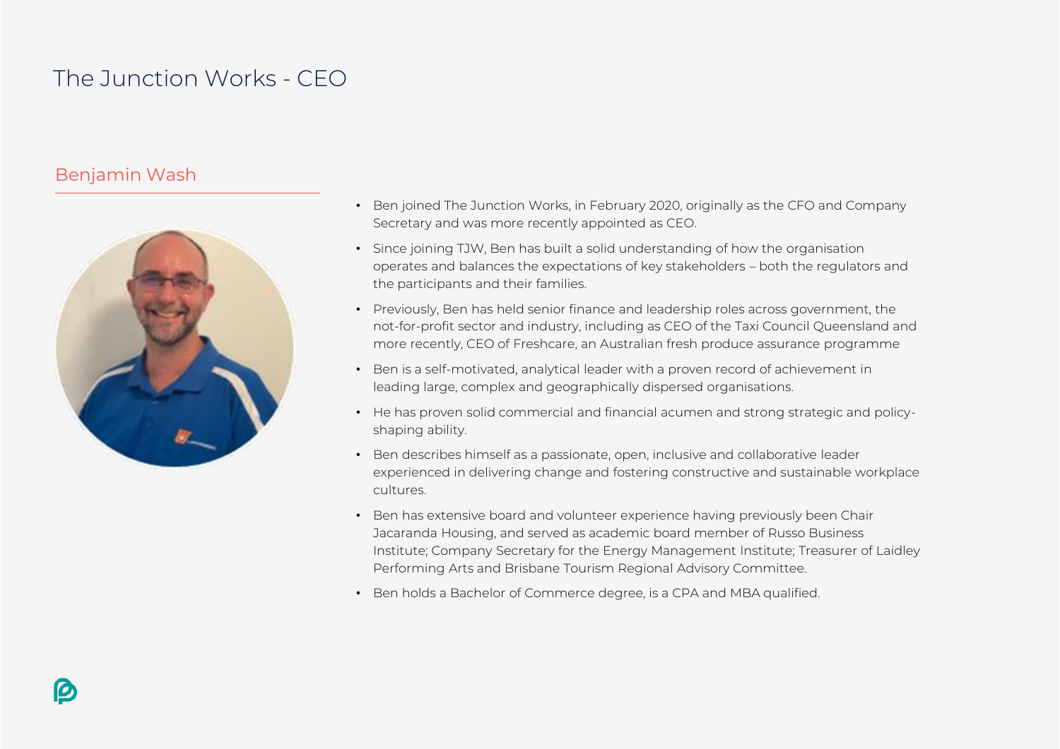# The Junction Works - CEO

## Benjamin Wash

- Ben joined The Junction Works, in February 2020, originally as the CFO and Company Secretary and was more recently appointed as CEO.
- Since joining TJW, Ben has built a solid understanding of how the organisation operates and balances the expectations of key stakeholders – both the regulators and the participants and their families.
- Previously, Ben has held senior finance and leadership roles across government, the not-for-profit sector and industry, including as CEO of the Taxi Council Queensland and more recently, CEO of Freshcare, an Australian fresh produce assurance programme
- Ben is a self-motivated, analytical leader with a proven record of achievement in leading large, complex and geographically dispersed organisations.
- He has proven solid commercial and financial acumen and strong strategic and policy-shaping ability.
- Ben describes himself as a passionate, open, inclusive and collaborative leader experienced in delivering change and fostering constructive and sustainable workplace cultures.
- Ben has extensive board and volunteer experience having previously been Chair Jacaranda Housing, and served as academic board member of Russo Business Institute; Company Secretary for the Energy Management Institute; Treasurer of Laidley Performing Arts and Brisbane Tourism Regional Advisory Committee.
- Ben holds a Bachelor of Commerce degree, is a CPA and MBA qualified.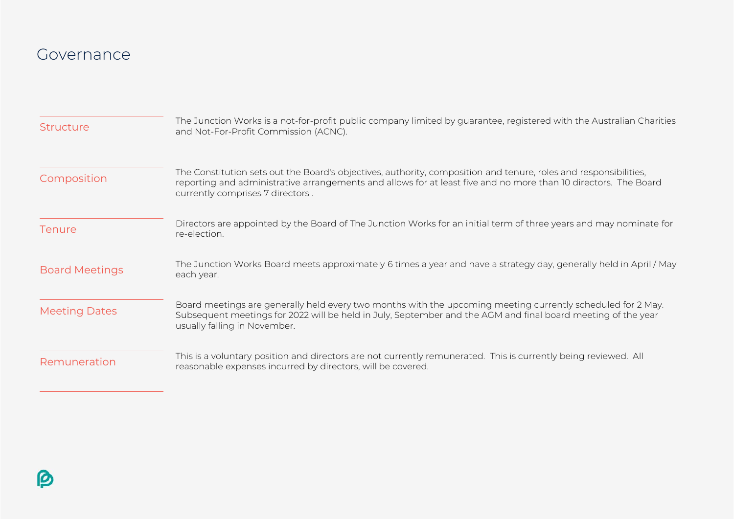# Governance

| | |
|---|---|
| Structure | The Junction Works is a not-for-profit public company limited by guarantee, registered with the Australian Charities and Not-For-Profit Commission (ACNC). |
| Composition | The Constitution sets out the Board's objectives, authority, composition and tenure, roles and responsibilities, reporting and administrative arrangements and allows for at least five and no more than 10 directors. The Board currently comprises 7 directors . |
| Tenure | Directors are appointed by the Board of The Junction Works for an initial term of three years and may nominate for re-election. |
| Board Meetings | The Junction Works Board meets approximately 6 times a year and have a strategy day, generally held in April / May each year. |
| Meeting Dates | Board meetings are generally held every two months with the upcoming meeting currently scheduled for 2 May. Subsequent meetings for 2022 will be held in July, September and the AGM and final board meeting of the year usually falling in November. |
| Remuneration | This is a voluntary position and directors are not currently remunerated. This is currently being reviewed. All reasonable expenses incurred by directors, will be covered. |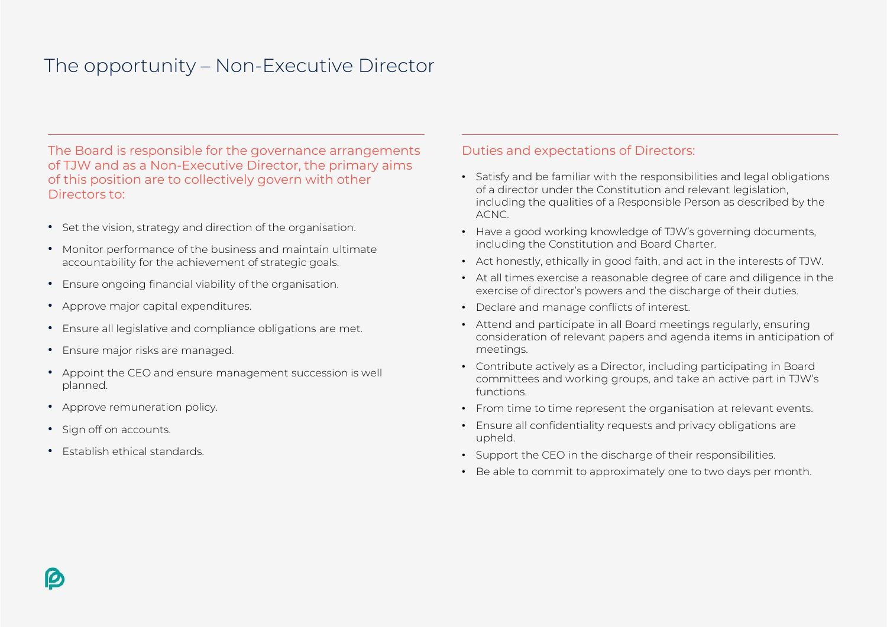# The opportunity – Non-Executive Director

The Board is responsible for the governance arrangements of TJW and as a Non-Executive Director, the primary aims of this position are to collectively govern with other Directors to:

- Set the vision, strategy and direction of the organisation.
- Monitor performance of the business and maintain ultimate accountability for the achievement of strategic goals.
- Ensure ongoing financial viability of the organisation.
- Approve major capital expenditures.
- Ensure all legislative and compliance obligations are met.
- Ensure major risks are managed.
- Appoint the CEO and ensure management succession is well planned.
- Approve remuneration policy.
- Sign off on accounts.
- Establish ethical standards.

## Duties and expectations of Directors:

- Satisfy and be familiar with the responsibilities and legal obligations of a director under the Constitution and relevant legislation, including the qualities of a Responsible Person as described by the ACNC.
- Have a good working knowledge of TJW's governing documents, including the Constitution and Board Charter.
- Act honestly, ethically in good faith, and act in the interests of TJW.
- At all times exercise a reasonable degree of care and diligence in the exercise of director's powers and the discharge of their duties.
- Declare and manage conflicts of interest.
- Attend and participate in all Board meetings regularly, ensuring consideration of relevant papers and agenda items in anticipation of meetings.
- Contribute actively as a Director, including participating in Board committees and working groups, and take an active part in TJW's functions.
- From time to time represent the organisation at relevant events.
- Ensure all confidentiality requests and privacy obligations are upheld.
- Support the CEO in the discharge of their responsibilities.
- Be able to commit to approximately one to two days per month.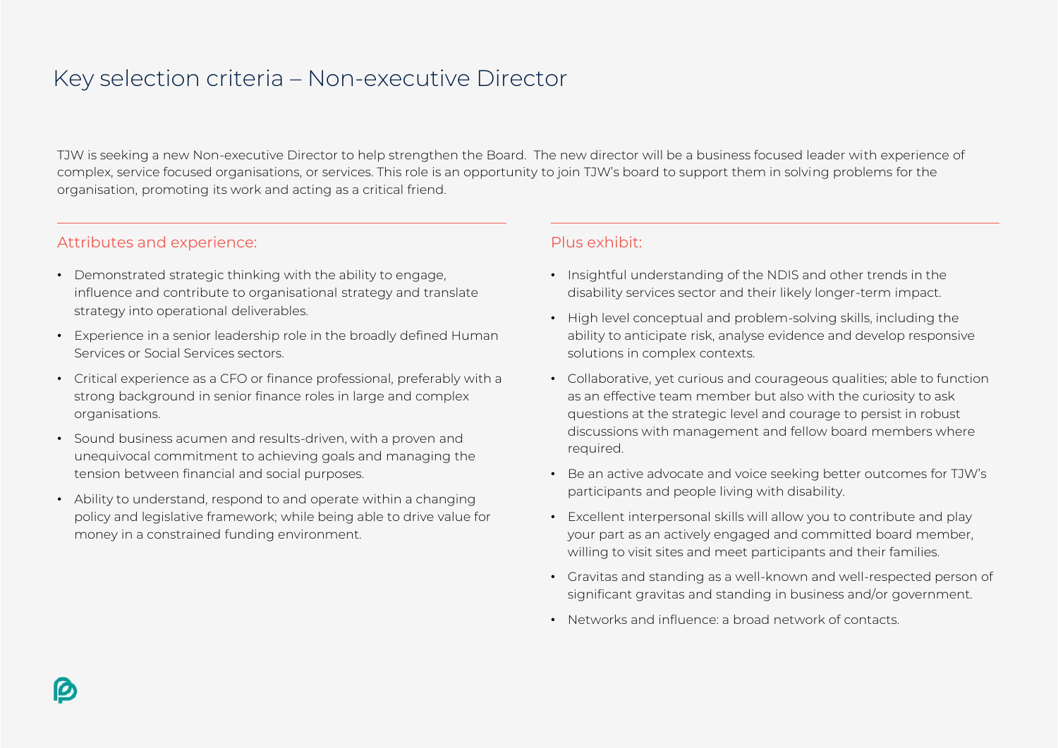# Key selection criteria – Non-executive Director

TJW is seeking a new Non-executive Director to help strengthen the Board. The new director will be a business focused leader with experience of complex, service focused organisations, or services. This role is an opportunity to join TJW's board to support them in solving problems for the organisation, promoting its work and acting as a critical friend.

## Attributes and experience:

- Demonstrated strategic thinking with the ability to engage, influence and contribute to organisational strategy and translate strategy into operational deliverables.
- Experience in a senior leadership role in the broadly defined Human Services or Social Services sectors.
- Critical experience as a CFO or finance professional, preferably with a strong background in senior finance roles in large and complex organisations.
- Sound business acumen and results-driven, with a proven and unequivocal commitment to achieving goals and managing the tension between financial and social purposes.
- Ability to understand, respond to and operate within a changing policy and legislative framework; while being able to drive value for money in a constrained funding environment.

## Plus exhibit:

- Insightful understanding of the NDIS and other trends in the disability services sector and their likely longer-term impact.
- High level conceptual and problem-solving skills, including the ability to anticipate risk, analyse evidence and develop responsive solutions in complex contexts.
- Collaborative, yet curious and courageous qualities; able to function as an effective team member but also with the curiosity to ask questions at the strategic level and courage to persist in robust discussions with management and fellow board members where required.
- Be an active advocate and voice seeking better outcomes for TJW's participants and people living with disability.
- Excellent interpersonal skills will allow you to contribute and play your part as an actively engaged and committed board member, willing to visit sites and meet participants and their families.
- Gravitas and standing as a well-known and well-respected person of significant gravitas and standing in business and/or government.
- Networks and influence: a broad network of contacts.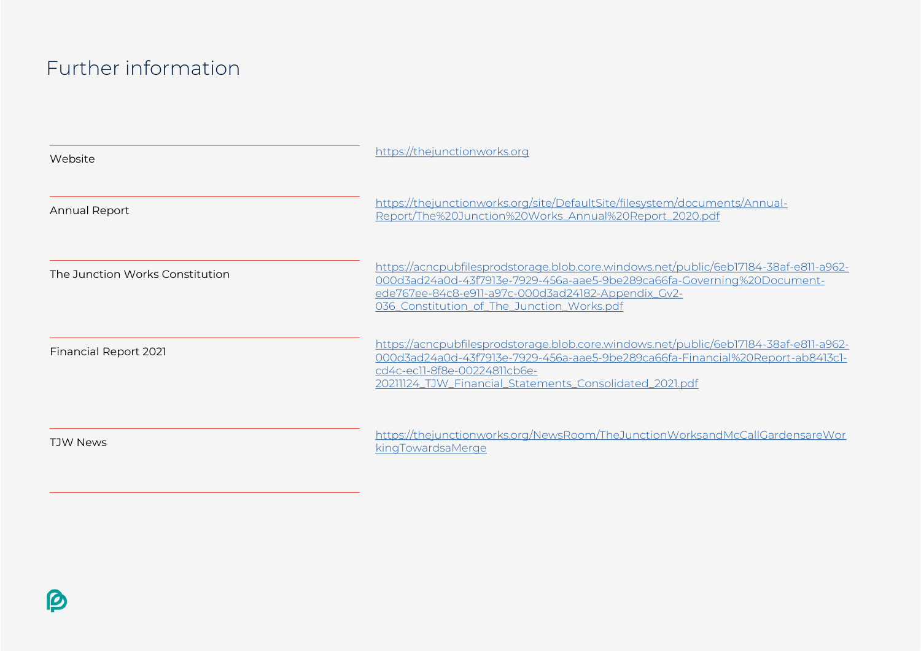# Further information

| | |
|---|---|
| Website | https://thejunctionworks.org |
| Annual Report | https://thejunctionworks.org/site/DefaultSite/filesystem/documents/Annual-Report/The%20Junction%20Works_Annual%20Report_2020.pdf |
| The Junction Works Constitution | https://acncpubfilesprodstorage.blob.core.windows.net/public/6eb17184-38af-e811-a962-000d3ad24a0d-43f7913e-7929-456a-aae5-9be289ca66fa-Governing%20Document-ede767ee-84c8-e911-a97c-000d3ad24182-Appendix_Gv2-036_Constitution_of_The_Junction_Works.pdf |
| Financial Report 2021 | https://acncpubfilesprodstorage.blob.core.windows.net/public/6eb17184-38af-e811-a962-000d3ad24a0d-43f7913e-7929-456a-aae5-9be289ca66fa-Financial%20Report-ab8413c1-cd4c-ec11-8f8e-00224811cb6e-20211124_TJW_Financial_Statements_Consolidated_2021.pdf |
| TJW News | https://thejunctionworks.org/NewsRoom/TheJunctionWorksandMcCallGardensareWorkingTowardsaMerge |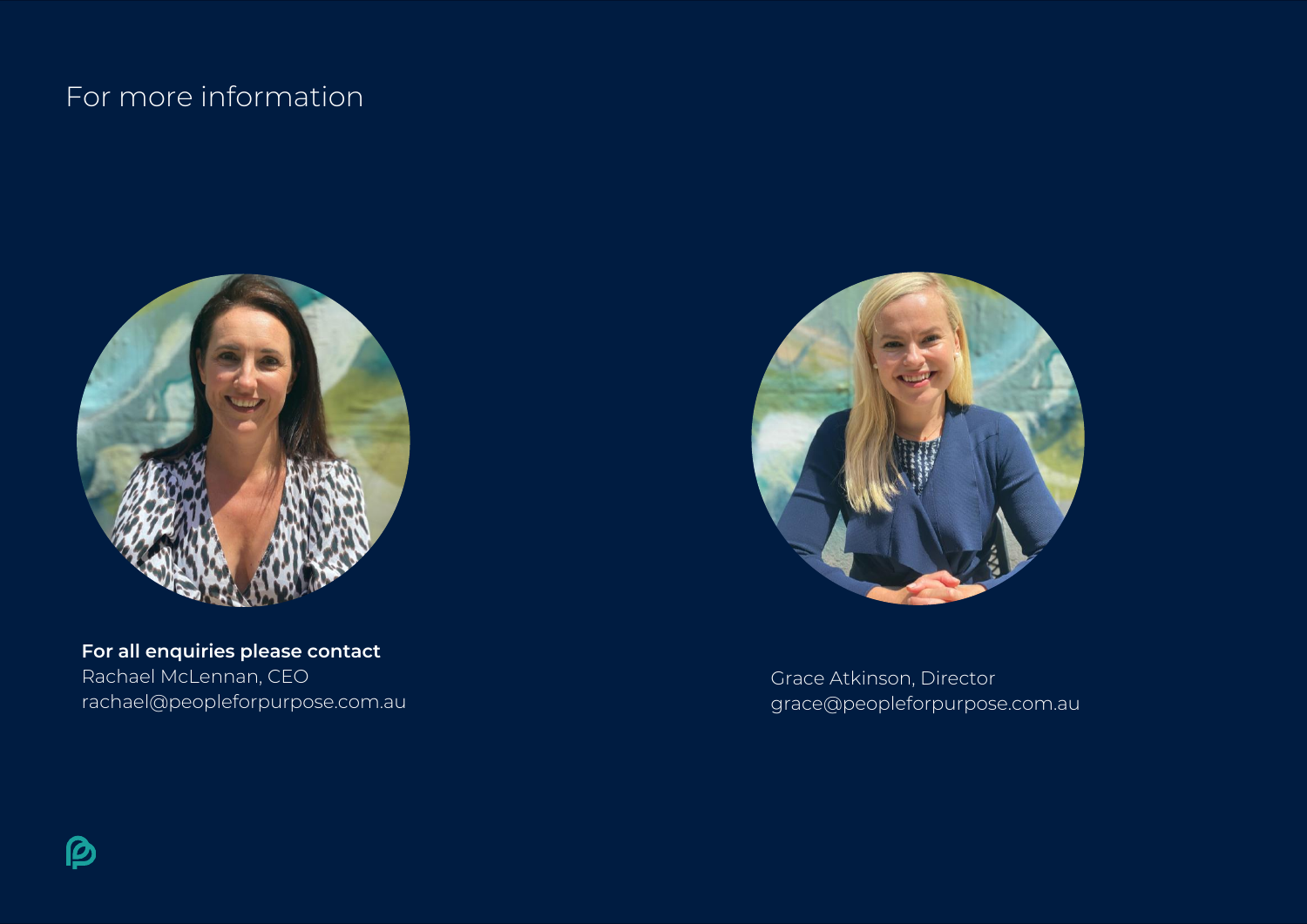# For more information

**For all enquiries please contact**
Rachael McLennan, CEO
rachael@peopleforpurpose.com.au

Grace Atkinson, Director
grace@peopleforpurpose.com.au